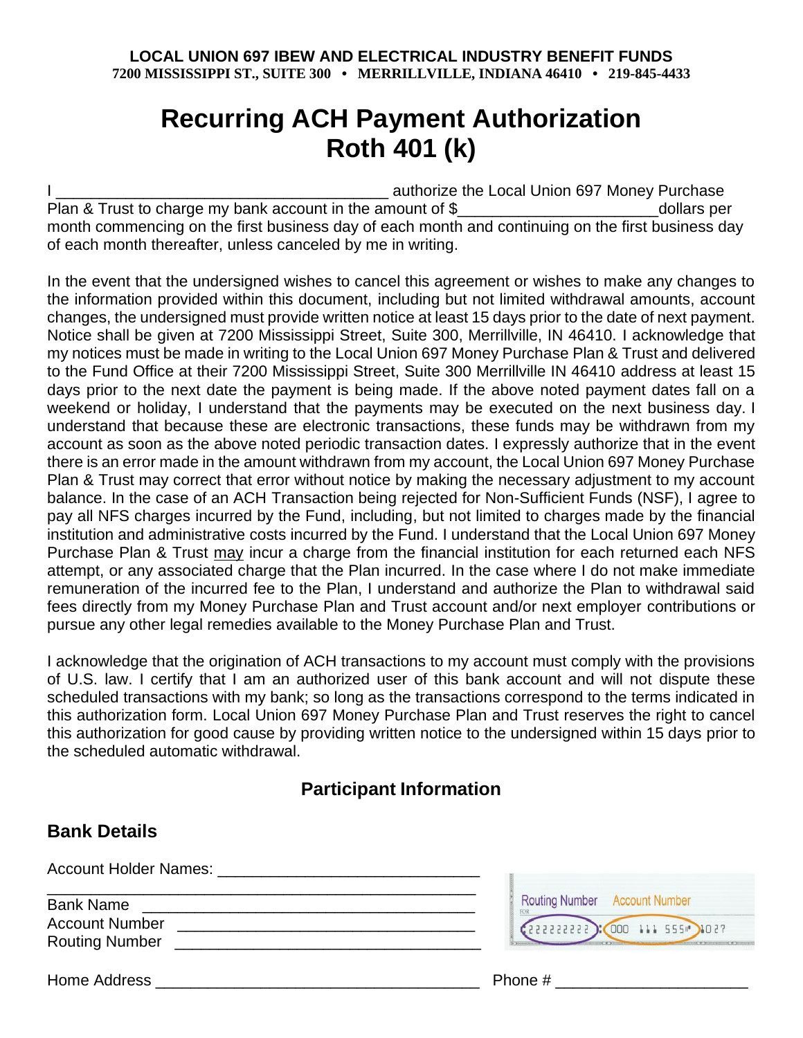**LOCAL UNION 697 IBEW AND ELECTRICAL INDUSTRY BENEFIT FUNDS**
**7200 MISSISSIPPI ST., SUITE 300 • MERRILLVILLE, INDIANA 46410 • 219-845-4433**

# Recurring ACH Payment Authorization
# Roth 401 (k)

I ______________________________________ authorize the Local Union 697 Money Purchase Plan & Trust to charge my bank account in the amount of $_______________________dollars per month commencing on the first business day of each month and continuing on the first business day of each month thereafter, unless canceled by me in writing.

In the event that the undersigned wishes to cancel this agreement or wishes to make any changes to the information provided within this document, including but not limited withdrawal amounts, account changes, the undersigned must provide written notice at least 15 days prior to the date of next payment. Notice shall be given at 7200 Mississippi Street, Suite 300, Merrillville, IN 46410. I acknowledge that my notices must be made in writing to the Local Union 697 Money Purchase Plan & Trust and delivered to the Fund Office at their 7200 Mississippi Street, Suite 300 Merrillville IN 46410 address at least 15 days prior to the next date the payment is being made. If the above noted payment dates fall on a weekend or holiday, I understand that the payments may be executed on the next business day. I understand that because these are electronic transactions, these funds may be withdrawn from my account as soon as the above noted periodic transaction dates. I expressly authorize that in the event there is an error made in the amount withdrawn from my account, the Local Union 697 Money Purchase Plan & Trust may correct that error without notice by making the necessary adjustment to my account balance. In the case of an ACH Transaction being rejected for Non-Sufficient Funds (NSF), I agree to pay all NFS charges incurred by the Fund, including, but not limited to charges made by the financial institution and administrative costs incurred by the Fund. I understand that the Local Union 697 Money Purchase Plan & Trust may incur a charge from the financial institution for each returned each NFS attempt, or any associated charge that the Plan incurred. In the case where I do not make immediate remuneration of the incurred fee to the Plan, I understand and authorize the Plan to withdrawal said fees directly from my Money Purchase Plan and Trust account and/or next employer contributions or pursue any other legal remedies available to the Money Purchase Plan and Trust.

I acknowledge that the origination of ACH transactions to my account must comply with the provisions of U.S. law. I certify that I am an authorized user of this bank account and will not dispute these scheduled transactions with my bank; so long as the transactions correspond to the terms indicated in this authorization form. Local Union 697 Money Purchase Plan and Trust reserves the right to cancel this authorization for good cause by providing written notice to the undersigned within 15 days prior to the scheduled automatic withdrawal.

## Participant Information

## Bank Details

Account Holder Names: ______________________________
_______________________________________________

Bank Name ___________________________________________

Account Number ____________________________________

Routing Number ____________________________________

Routing Number Account Number
⑆222222222⑆ 000 111 555⑈ 1027

Home Address _____________________________________ Phone # ______________________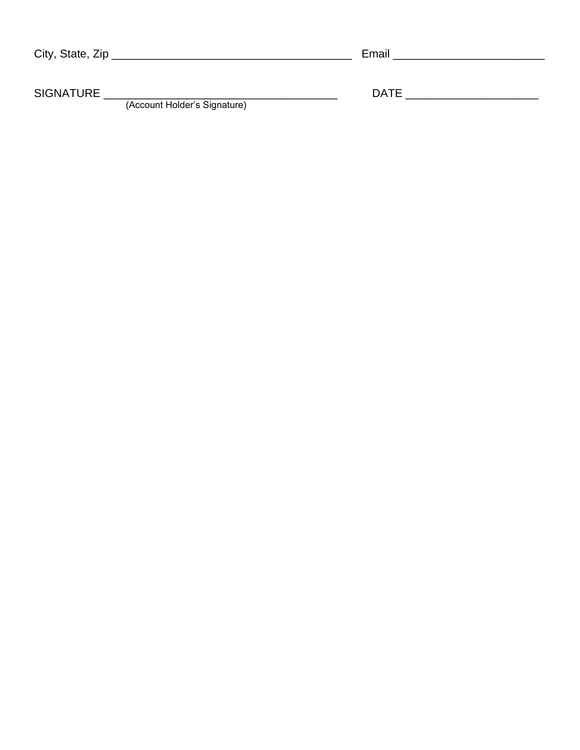City, State, Zip ______________________________________ Email ________________________

SIGNATURE ______________________________________ DATE _____________________
(Account Holder's Signature)